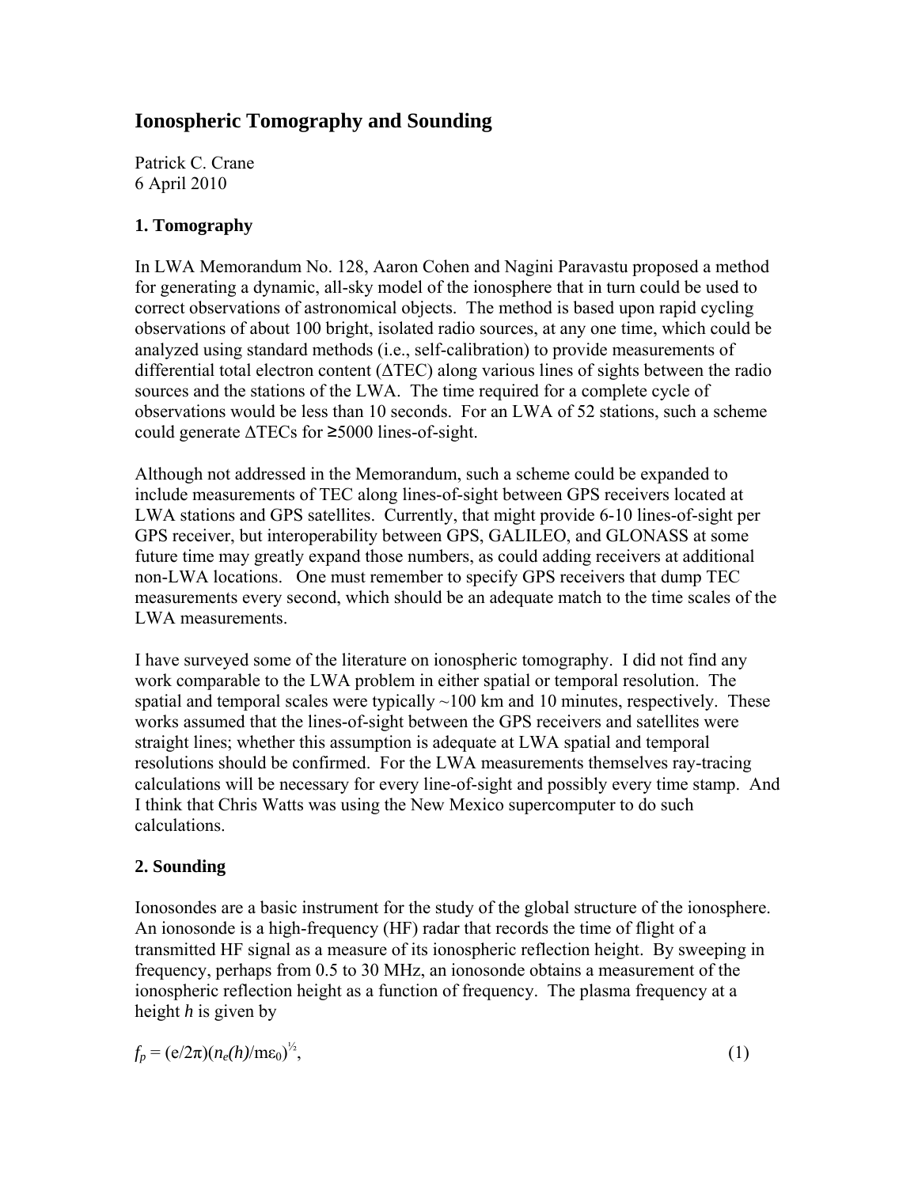# Ionospheric Tomography and Sounding

Patrick C. Crane
6 April 2010

## 1. Tomography

In LWA Memorandum No. 128, Aaron Cohen and Nagini Paravastu proposed a method for generating a dynamic, all-sky model of the ionosphere that in turn could be used to correct observations of astronomical objects. The method is based upon rapid cycling observations of about 100 bright, isolated radio sources, at any one time, which could be analyzed using standard methods (i.e., self-calibration) to provide measurements of differential total electron content (ΔTEC) along various lines of sights between the radio sources and the stations of the LWA. The time required for a complete cycle of observations would be less than 10 seconds. For an LWA of 52 stations, such a scheme could generate ΔTECs for ≥5000 lines-of-sight.

Although not addressed in the Memorandum, such a scheme could be expanded to include measurements of TEC along lines-of-sight between GPS receivers located at LWA stations and GPS satellites. Currently, that might provide 6-10 lines-of-sight per GPS receiver, but interoperability between GPS, GALILEO, and GLONASS at some future time may greatly expand those numbers, as could adding receivers at additional non-LWA locations. One must remember to specify GPS receivers that dump TEC measurements every second, which should be an adequate match to the time scales of the LWA measurements.

I have surveyed some of the literature on ionospheric tomography. I did not find any work comparable to the LWA problem in either spatial or temporal resolution. The spatial and temporal scales were typically ~100 km and 10 minutes, respectively. These works assumed that the lines-of-sight between the GPS receivers and satellites were straight lines; whether this assumption is adequate at LWA spatial and temporal resolutions should be confirmed. For the LWA measurements themselves ray-tracing calculations will be necessary for every line-of-sight and possibly every time stamp. And I think that Chris Watts was using the New Mexico supercomputer to do such calculations.

## 2. Sounding

Ionosondes are a basic instrument for the study of the global structure of the ionosphere. An ionosonde is a high-frequency (HF) radar that records the time of flight of a transmitted HF signal as a measure of its ionospheric reflection height. By sweeping in frequency, perhaps from 0.5 to 30 MHz, an ionosonde obtains a measurement of the ionospheric reflection height as a function of frequency. The plasma frequency at a height $h$ is given by

$$f_p = (e/2\pi)(n_e(h)/m\varepsilon_0)^{1/2}, \qquad (1)$$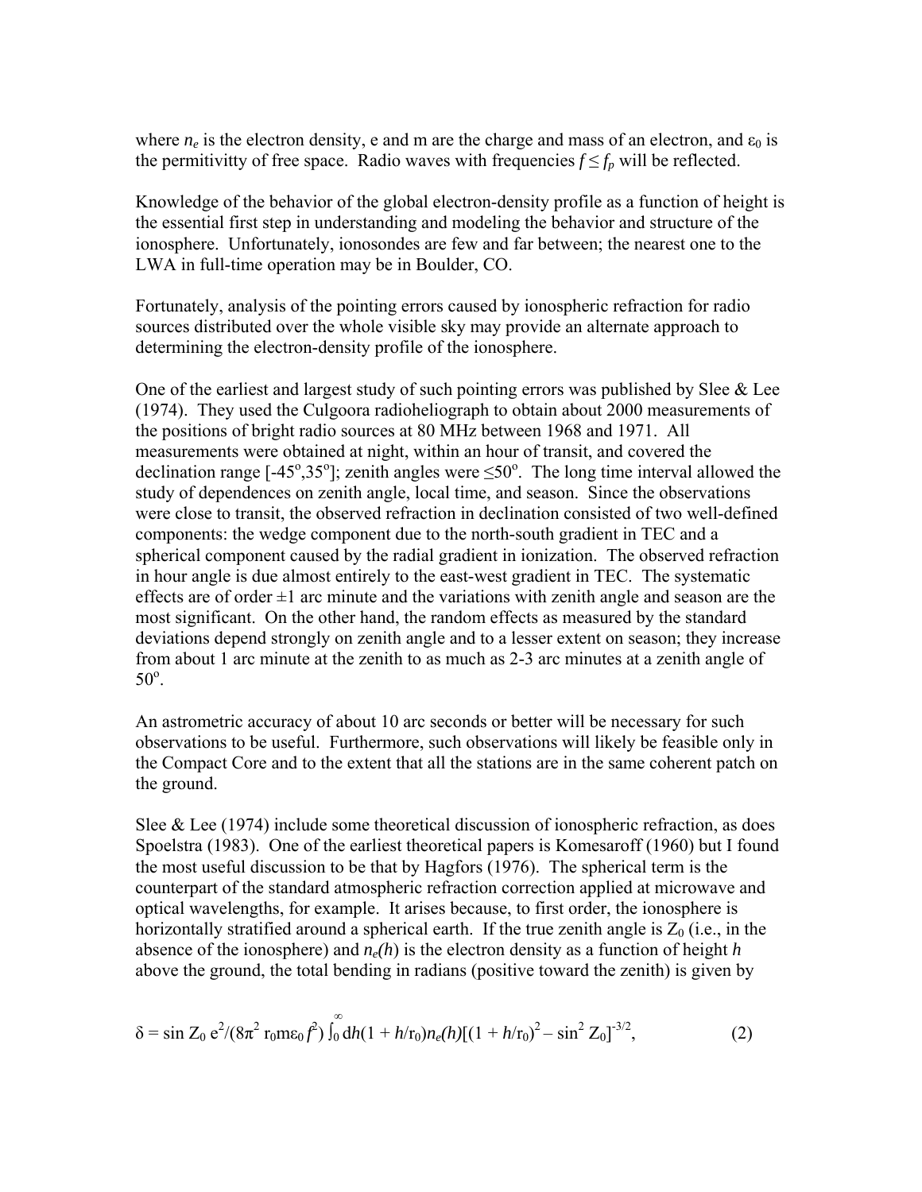where $n_e$ is the electron density, e and m are the charge and mass of an electron, and $\varepsilon_0$ is the permitivitty of free space. Radio waves with frequencies $f \leq f_p$ will be reflected.

Knowledge of the behavior of the global electron-density profile as a function of height is the essential first step in understanding and modeling the behavior and structure of the ionosphere. Unfortunately, ionosondes are few and far between; the nearest one to the LWA in full-time operation may be in Boulder, CO.

Fortunately, analysis of the pointing errors caused by ionospheric refraction for radio sources distributed over the whole visible sky may provide an alternate approach to determining the electron-density profile of the ionosphere.

One of the earliest and largest study of such pointing errors was published by Slee & Lee (1974). They used the Culgoora radioheliograph to obtain about 2000 measurements of the positions of bright radio sources at 80 MHz between 1968 and 1971. All measurements were obtained at night, within an hour of transit, and covered the declination range [-45°,35°]; zenith angles were ≤50°. The long time interval allowed the study of dependences on zenith angle, local time, and season. Since the observations were close to transit, the observed refraction in declination consisted of two well-defined components: the wedge component due to the north-south gradient in TEC and a spherical component caused by the radial gradient in ionization. The observed refraction in hour angle is due almost entirely to the east-west gradient in TEC. The systematic effects are of order ±1 arc minute and the variations with zenith angle and season are the most significant. On the other hand, the random effects as measured by the standard deviations depend strongly on zenith angle and to a lesser extent on season; they increase from about 1 arc minute at the zenith to as much as 2-3 arc minutes at a zenith angle of 50°.

An astrometric accuracy of about 10 arc seconds or better will be necessary for such observations to be useful. Furthermore, such observations will likely be feasible only in the Compact Core and to the extent that all the stations are in the same coherent patch on the ground.

Slee & Lee (1974) include some theoretical discussion of ionospheric refraction, as does Spoelstra (1983). One of the earliest theoretical papers is Komesaroff (1960) but I found the most useful discussion to be that by Hagfors (1976). The spherical term is the counterpart of the standard atmospheric refraction correction applied at microwave and optical wavelengths, for example. It arises because, to first order, the ionosphere is horizontally stratified around a spherical earth. If the true zenith angle is $Z_0$ (i.e., in the absence of the ionosphere) and $n_e(h)$ is the electron density as a function of height $h$ above the ground, the total bending in radians (positive toward the zenith) is given by

$$\delta = \sin Z_0 \, e^2/(8\pi^2 r_0 m \varepsilon_0 f^2) \int_0^\infty dh (1 + h/r_0) n_e(h) [(1 + h/r_0)^2 - \sin^2 Z_0]^{-3/2}, \qquad (2)$$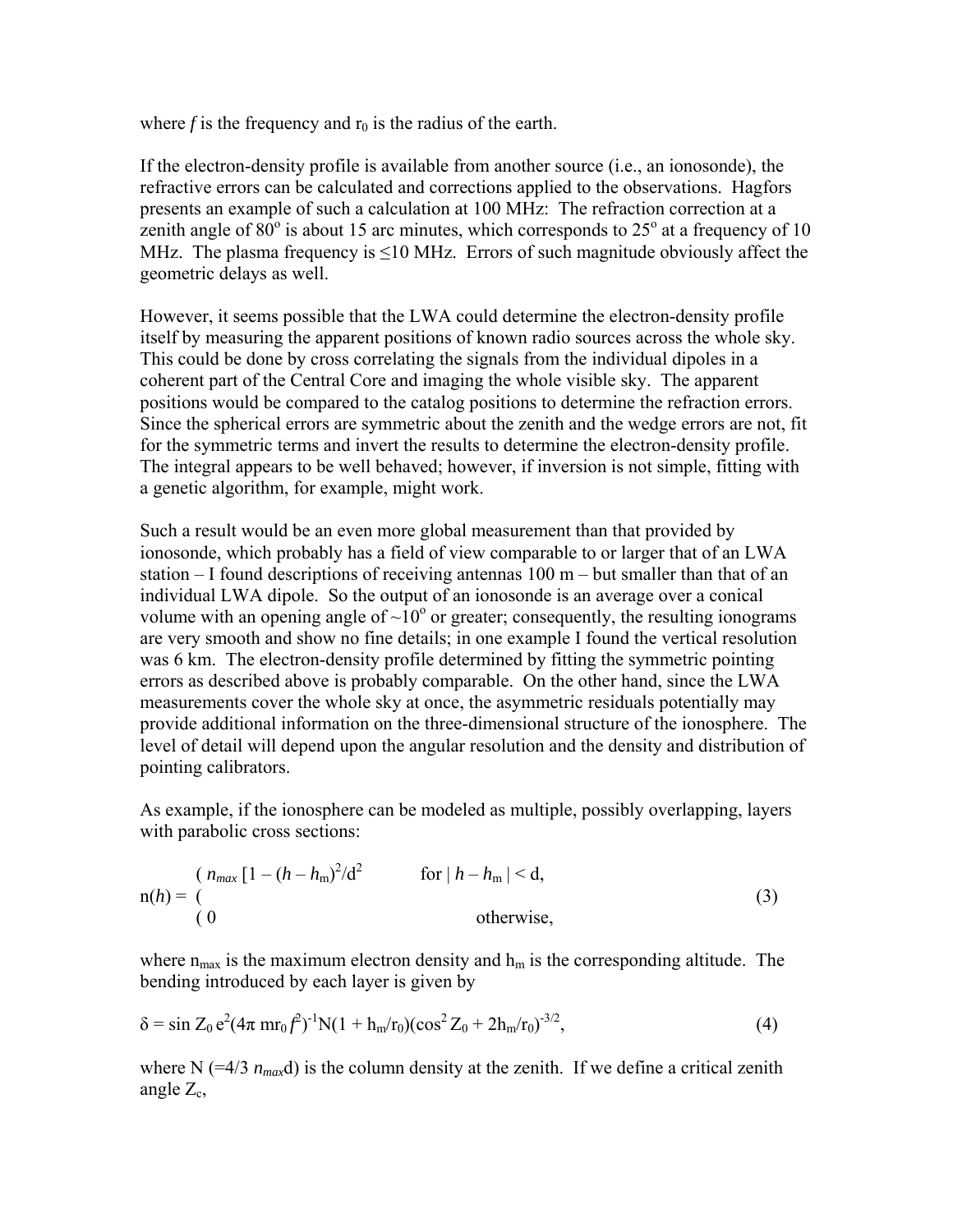where $f$ is the frequency and $r_0$ is the radius of the earth.

If the electron-density profile is available from another source (i.e., an ionosonde), the refractive errors can be calculated and corrections applied to the observations. Hagfors presents an example of such a calculation at 100 MHz: The refraction correction at a zenith angle of 80$^o$ is about 15 arc minutes, which corresponds to 25$^o$ at a frequency of 10 MHz. The plasma frequency is ≤10 MHz. Errors of such magnitude obviously affect the geometric delays as well.

However, it seems possible that the LWA could determine the electron-density profile itself by measuring the apparent positions of known radio sources across the whole sky. This could be done by cross correlating the signals from the individual dipoles in a coherent part of the Central Core and imaging the whole visible sky. The apparent positions would be compared to the catalog positions to determine the refraction errors. Since the spherical errors are symmetric about the zenith and the wedge errors are not, fit for the symmetric terms and invert the results to determine the electron-density profile. The integral appears to be well behaved; however, if inversion is not simple, fitting with a genetic algorithm, for example, might work.

Such a result would be an even more global measurement than that provided by ionosonde, which probably has a field of view comparable to or larger that of an LWA station – I found descriptions of receiving antennas 100 m – but smaller than that of an individual LWA dipole. So the output of an ionosonde is an average over a conical volume with an opening angle of ~10$^o$ or greater; consequently, the resulting ionograms are very smooth and show no fine details; in one example I found the vertical resolution was 6 km. The electron-density profile determined by fitting the symmetric pointing errors as described above is probably comparable. On the other hand, since the LWA measurements cover the whole sky at once, the asymmetric residuals potentially may provide additional information on the three-dimensional structure of the ionosphere. The level of detail will depend upon the angular resolution and the density and distribution of pointing calibrators.

As example, if the ionosphere can be modeled as multiple, possibly overlapping, layers with parabolic cross sections:

$$n(h) = \begin{cases} n_{max}\,[1 - (h - h_m)^2/d^2 & \text{for } |\, h - h_m \,| < d, \\ 0 & \text{otherwise,} \end{cases} \tag{3}$$

where $n_{max}$ is the maximum electron density and $h_m$ is the corresponding altitude. The bending introduced by each layer is given by

$$\delta = \sin Z_0\, e^2 (4\pi\, m r_0 f^2)^{-1} N (1 + h_m/r_0)(\cos^2 Z_0 + 2h_m/r_0)^{-3/2}, \tag{4}$$

where N (=4/3 $n_{max}$d) is the column density at the zenith. If we define a critical zenith angle $Z_c$,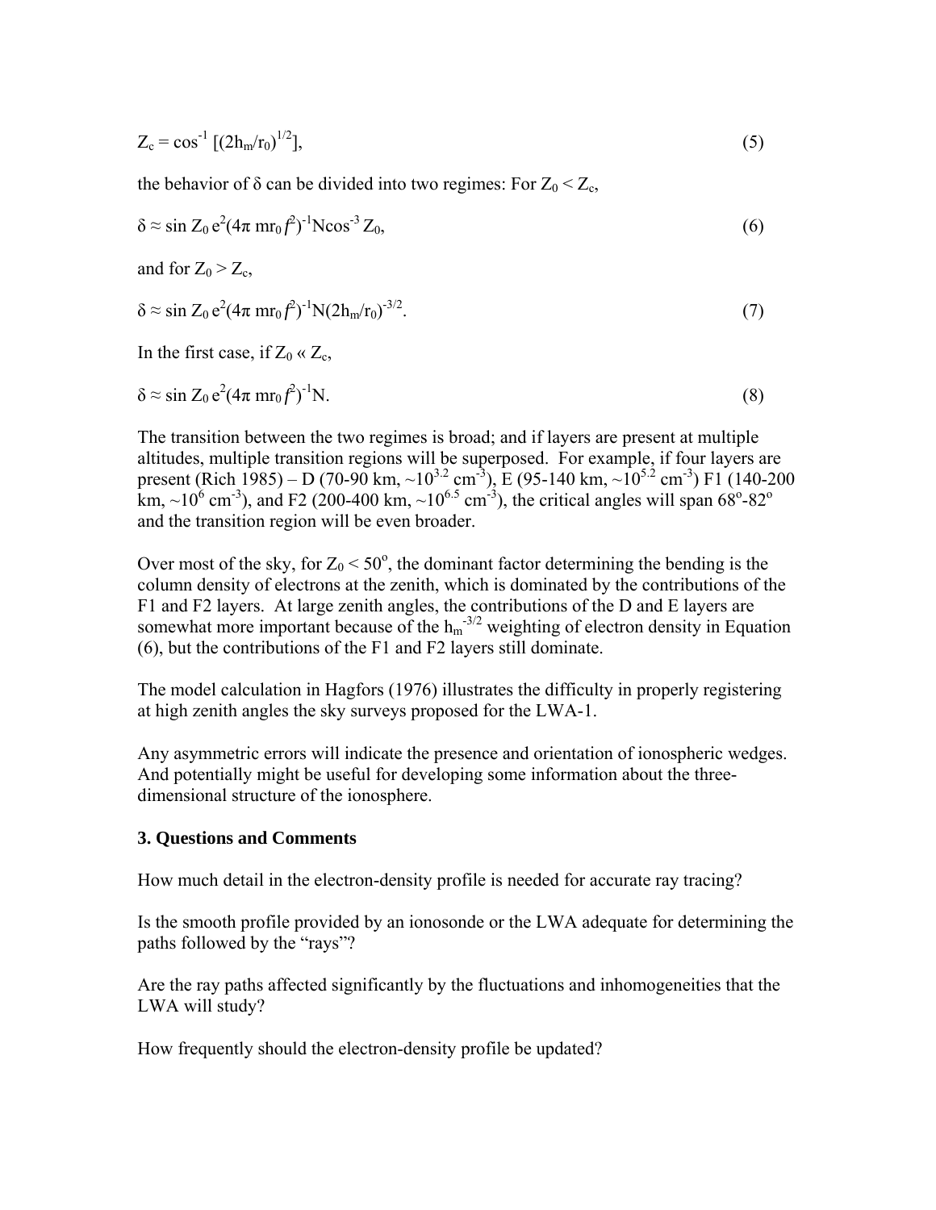$$Z_c = \cos^{-1} [(2h_m/r_0)^{1/2}], \tag{5}$$

the behavior of $\delta$ can be divided into two regimes: For $Z_0 < Z_c$,

$$\delta \approx \sin Z_0 \, e^2(4\pi \, mr_0 f^2)^{-1} N \cos^{-3} Z_0, \tag{6}$$

and for $Z_0 > Z_c$,

$$\delta \approx \sin Z_0 \, e^2(4\pi \, mr_0 f^2)^{-1} N (2h_m/r_0)^{-3/2}. \tag{7}$$

In the first case, if $Z_0 \ll Z_c$,

$$\delta \approx \sin Z_0 \, e^2(4\pi \, mr_0 f^2)^{-1} N. \tag{8}$$

The transition between the two regimes is broad; and if layers are present at multiple altitudes, multiple transition regions will be superposed. For example, if four layers are present (Rich 1985) – D (70-90 km, $\sim 10^{3.2}$ cm$^{-3}$), E (95-140 km, $\sim 10^{5.2}$ cm$^{-3}$) F1 (140-200 km, $\sim 10^{6}$ cm$^{-3}$), and F2 (200-400 km, $\sim 10^{6.5}$ cm$^{-3}$), the critical angles will span $68^{\circ}$-$82^{\circ}$ and the transition region will be even broader.

Over most of the sky, for $Z_0 < 50^{\circ}$, the dominant factor determining the bending is the column density of electrons at the zenith, which is dominated by the contributions of the F1 and F2 layers. At large zenith angles, the contributions of the D and E layers are somewhat more important because of the $h_m^{-3/2}$ weighting of electron density in Equation (6), but the contributions of the F1 and F2 layers still dominate.

The model calculation in Hagfors (1976) illustrates the difficulty in properly registering at high zenith angles the sky surveys proposed for the LWA-1.

Any asymmetric errors will indicate the presence and orientation of ionospheric wedges. And potentially might be useful for developing some information about the three-dimensional structure of the ionosphere.

## 3. Questions and Comments

How much detail in the electron-density profile is needed for accurate ray tracing?

Is the smooth profile provided by an ionosonde or the LWA adequate for determining the paths followed by the "rays"?

Are the ray paths affected significantly by the fluctuations and inhomogeneities that the LWA will study?

How frequently should the electron-density profile be updated?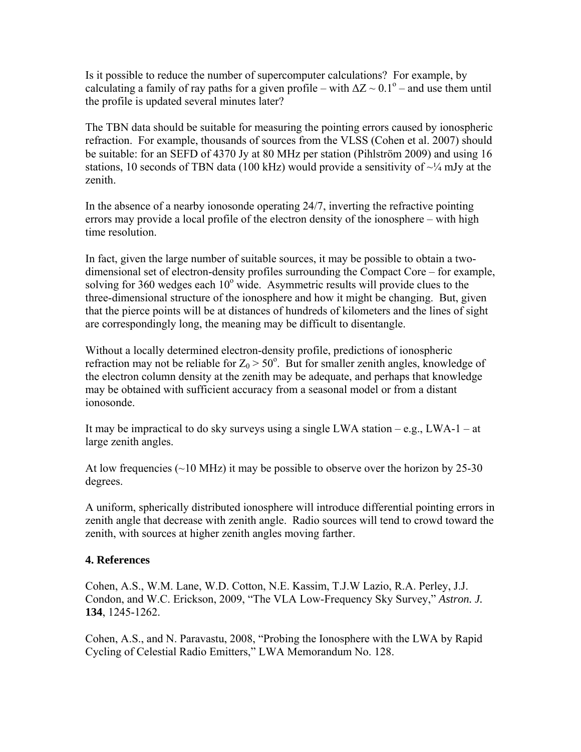Is it possible to reduce the number of supercomputer calculations? For example, by calculating a family of ray paths for a given profile – with $\Delta Z \sim 0.1^{o}$ – and use them until the profile is updated several minutes later?

The TBN data should be suitable for measuring the pointing errors caused by ionospheric refraction. For example, thousands of sources from the VLSS (Cohen et al. 2007) should be suitable: for an SEFD of 4370 Jy at 80 MHz per station (Pihlström 2009) and using 16 stations, 10 seconds of TBN data (100 kHz) would provide a sensitivity of ~¼ mJy at the zenith.

In the absence of a nearby ionosonde operating 24/7, inverting the refractive pointing errors may provide a local profile of the electron density of the ionosphere – with high time resolution.

In fact, given the large number of suitable sources, it may be possible to obtain a two-dimensional set of electron-density profiles surrounding the Compact Core – for example, solving for 360 wedges each $10^{o}$ wide. Asymmetric results will provide clues to the three-dimensional structure of the ionosphere and how it might be changing. But, given that the pierce points will be at distances of hundreds of kilometers and the lines of sight are correspondingly long, the meaning may be difficult to disentangle.

Without a locally determined electron-density profile, predictions of ionospheric refraction may not be reliable for $Z_0 > 50^{o}$. But for smaller zenith angles, knowledge of the electron column density at the zenith may be adequate, and perhaps that knowledge may be obtained with sufficient accuracy from a seasonal model or from a distant ionosonde.

It may be impractical to do sky surveys using a single LWA station – e.g., LWA-1 – at large zenith angles.

At low frequencies (~10 MHz) it may be possible to observe over the horizon by 25-30 degrees.

A uniform, spherically distributed ionosphere will introduce differential pointing errors in zenith angle that decrease with zenith angle. Radio sources will tend to crowd toward the zenith, with sources at higher zenith angles moving farther.

## 4. References

Cohen, A.S., W.M. Lane, W.D. Cotton, N.E. Kassim, T.J.W Lazio, R.A. Perley, J.J. Condon, and W.C. Erickson, 2009, "The VLA Low-Frequency Sky Survey," *Astron. J.* **134**, 1245-1262.

Cohen, A.S., and N. Paravastu, 2008, "Probing the Ionosphere with the LWA by Rapid Cycling of Celestial Radio Emitters," LWA Memorandum No. 128.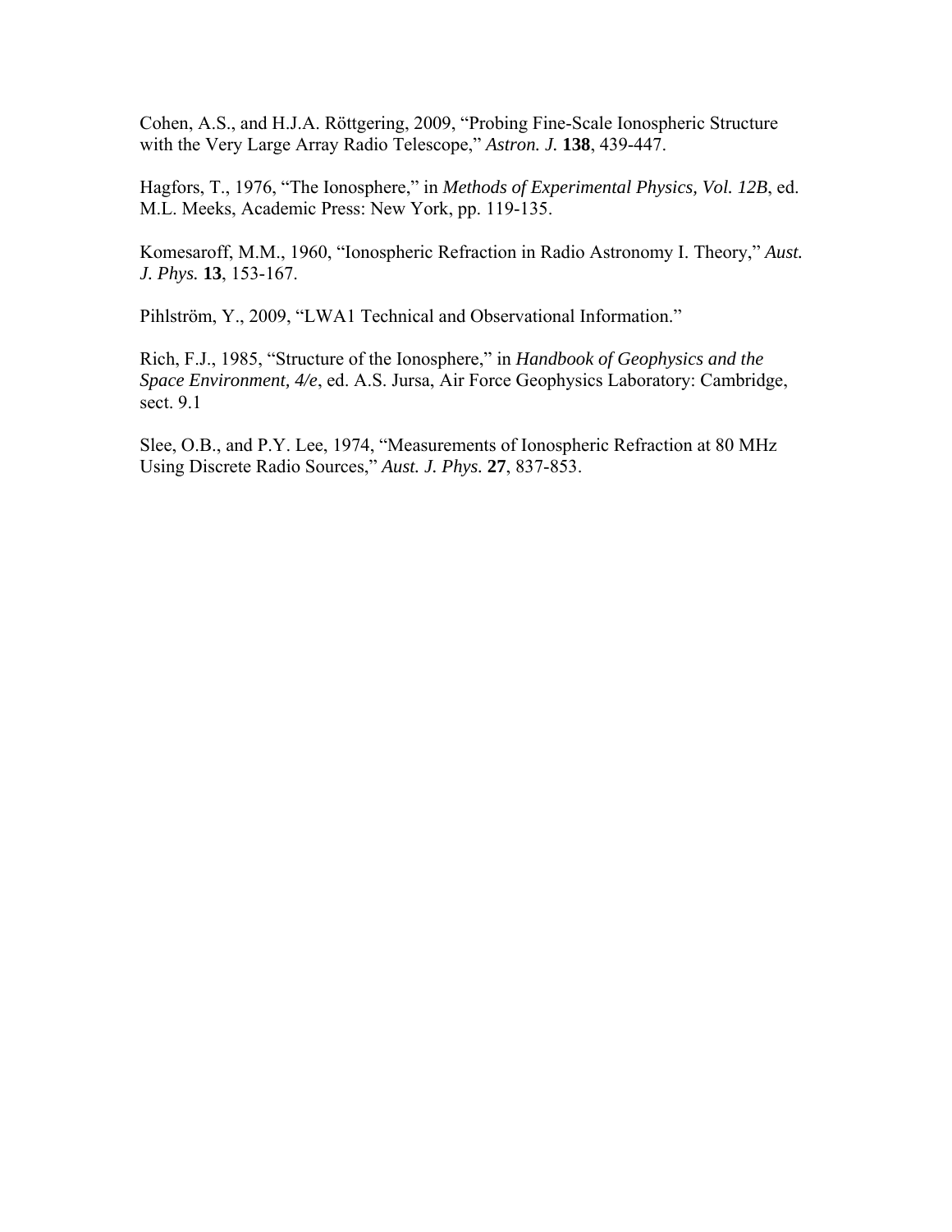Cohen, A.S., and H.J.A. Röttgering, 2009, "Probing Fine-Scale Ionospheric Structure with the Very Large Array Radio Telescope," *Astron. J.* **138**, 439-447.

Hagfors, T., 1976, "The Ionosphere," in *Methods of Experimental Physics, Vol. 12B*, ed. M.L. Meeks, Academic Press: New York, pp. 119-135.

Komesaroff, M.M., 1960, "Ionospheric Refraction in Radio Astronomy I. Theory," *Aust. J. Phys.* **13**, 153-167.

Pihlström, Y., 2009, "LWA1 Technical and Observational Information."

Rich, F.J., 1985, "Structure of the Ionosphere," in *Handbook of Geophysics and the Space Environment, 4/e*, ed. A.S. Jursa, Air Force Geophysics Laboratory: Cambridge, sect. 9.1

Slee, O.B., and P.Y. Lee, 1974, "Measurements of Ionospheric Refraction at 80 MHz Using Discrete Radio Sources," *Aust. J. Phys.* **27**, 837-853.